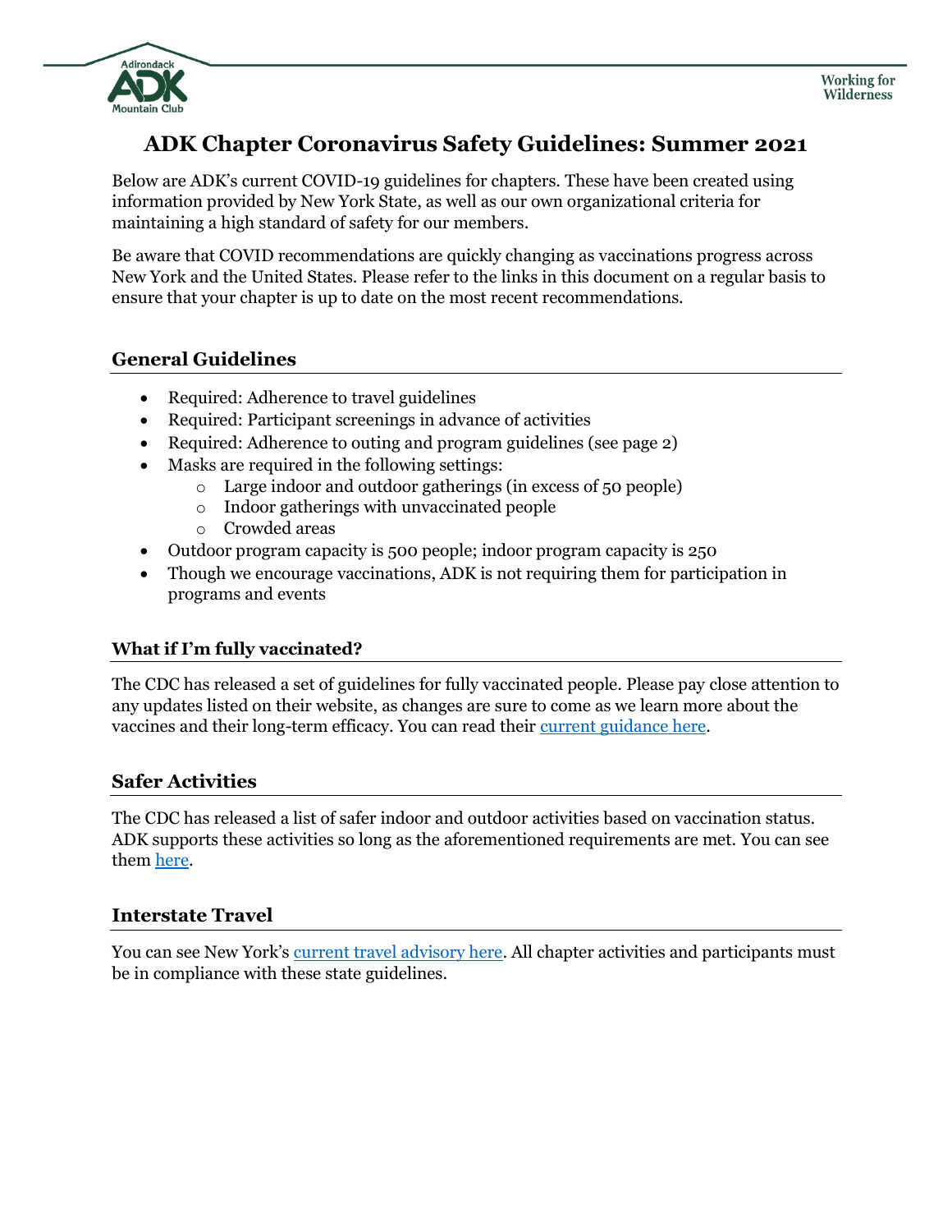# ADK Chapter Coronavirus Safety Guidelines: Summer 2021

Below are ADK's current COVID-19 guidelines for chapters. These have been created using information provided by New York State, as well as our own organizational criteria for maintaining a high standard of safety for our members.

Be aware that COVID recommendations are quickly changing as vaccinations progress across New York and the United States. Please refer to the links in this document on a regular basis to ensure that your chapter is up to date on the most recent recommendations.

## General Guidelines

- Required: Adherence to travel guidelines
- Required: Participant screenings in advance of activities
- Required: Adherence to outing and program guidelines (see page 2)
- Masks are required in the following settings:
  - Large indoor and outdoor gatherings (in excess of 50 people)
  - Indoor gatherings with unvaccinated people
  - Crowded areas
- Outdoor program capacity is 500 people; indoor program capacity is 250
- Though we encourage vaccinations, ADK is not requiring them for participation in programs and events

### What if I'm fully vaccinated?

The CDC has released a set of guidelines for fully vaccinated people. Please pay close attention to any updates listed on their website, as changes are sure to come as we learn more about the vaccines and their long-term efficacy. You can read their current guidance here.

## Safer Activities

The CDC has released a list of safer indoor and outdoor activities based on vaccination status. ADK supports these activities so long as the aforementioned requirements are met. You can see them here.

## Interstate Travel

You can see New York's current travel advisory here. All chapter activities and participants must be in compliance with these state guidelines.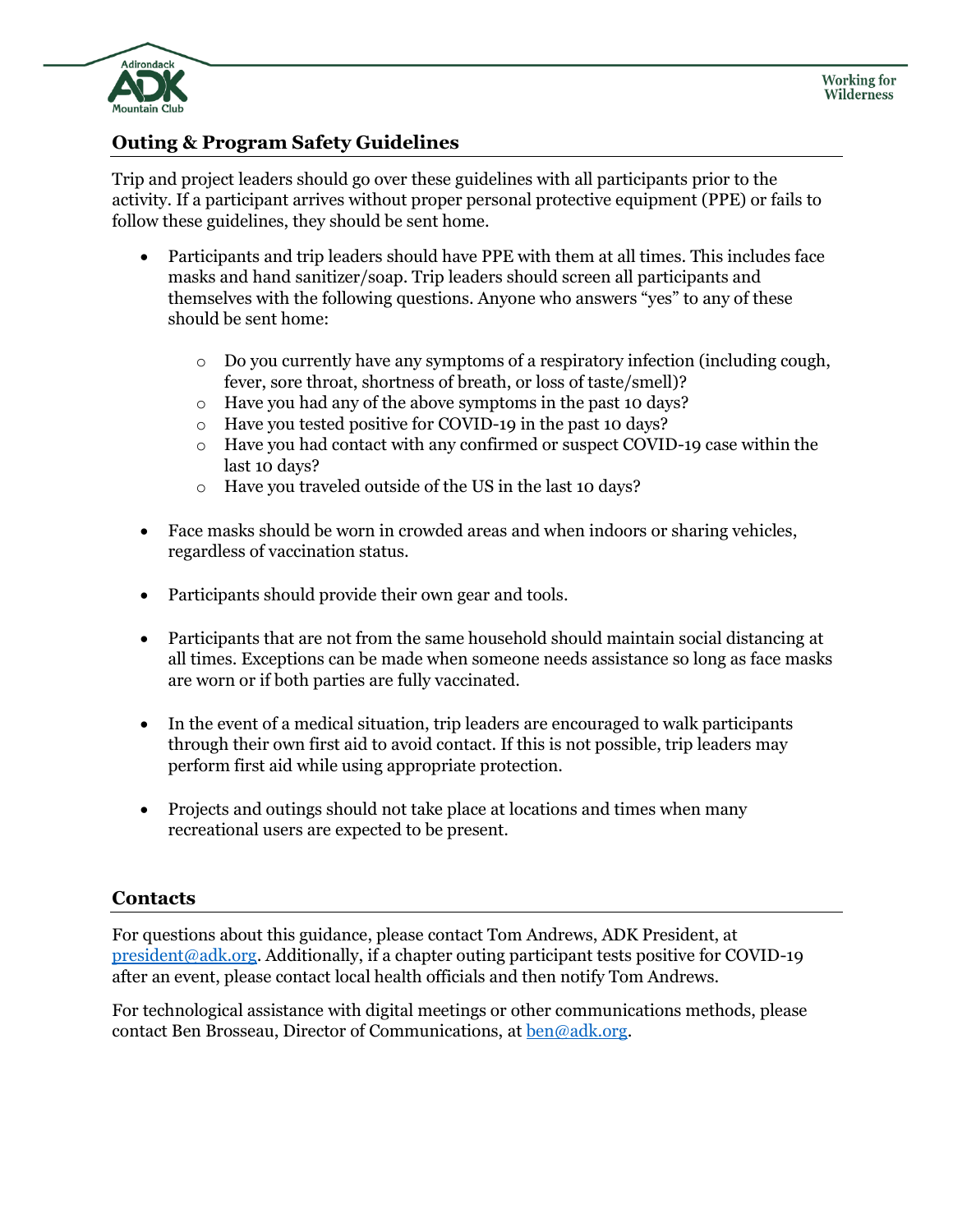## Outing & Program Safety Guidelines

Trip and project leaders should go over these guidelines with all participants prior to the activity. If a participant arrives without proper personal protective equipment (PPE) or fails to follow these guidelines, they should be sent home.

- Participants and trip leaders should have PPE with them at all times. This includes face masks and hand sanitizer/soap. Trip leaders should screen all participants and themselves with the following questions. Anyone who answers "yes" to any of these should be sent home:
  - Do you currently have any symptoms of a respiratory infection (including cough, fever, sore throat, shortness of breath, or loss of taste/smell)?
  - Have you had any of the above symptoms in the past 10 days?
  - Have you tested positive for COVID-19 in the past 10 days?
  - Have you had contact with any confirmed or suspect COVID-19 case within the last 10 days?
  - Have you traveled outside of the US in the last 10 days?
- Face masks should be worn in crowded areas and when indoors or sharing vehicles, regardless of vaccination status.
- Participants should provide their own gear and tools.
- Participants that are not from the same household should maintain social distancing at all times. Exceptions can be made when someone needs assistance so long as face masks are worn or if both parties are fully vaccinated.
- In the event of a medical situation, trip leaders are encouraged to walk participants through their own first aid to avoid contact. If this is not possible, trip leaders may perform first aid while using appropriate protection.
- Projects and outings should not take place at locations and times when many recreational users are expected to be present.

## Contacts

For questions about this guidance, please contact Tom Andrews, ADK President, at president@adk.org. Additionally, if a chapter outing participant tests positive for COVID-19 after an event, please contact local health officials and then notify Tom Andrews.

For technological assistance with digital meetings or other communications methods, please contact Ben Brosseau, Director of Communications, at ben@adk.org.